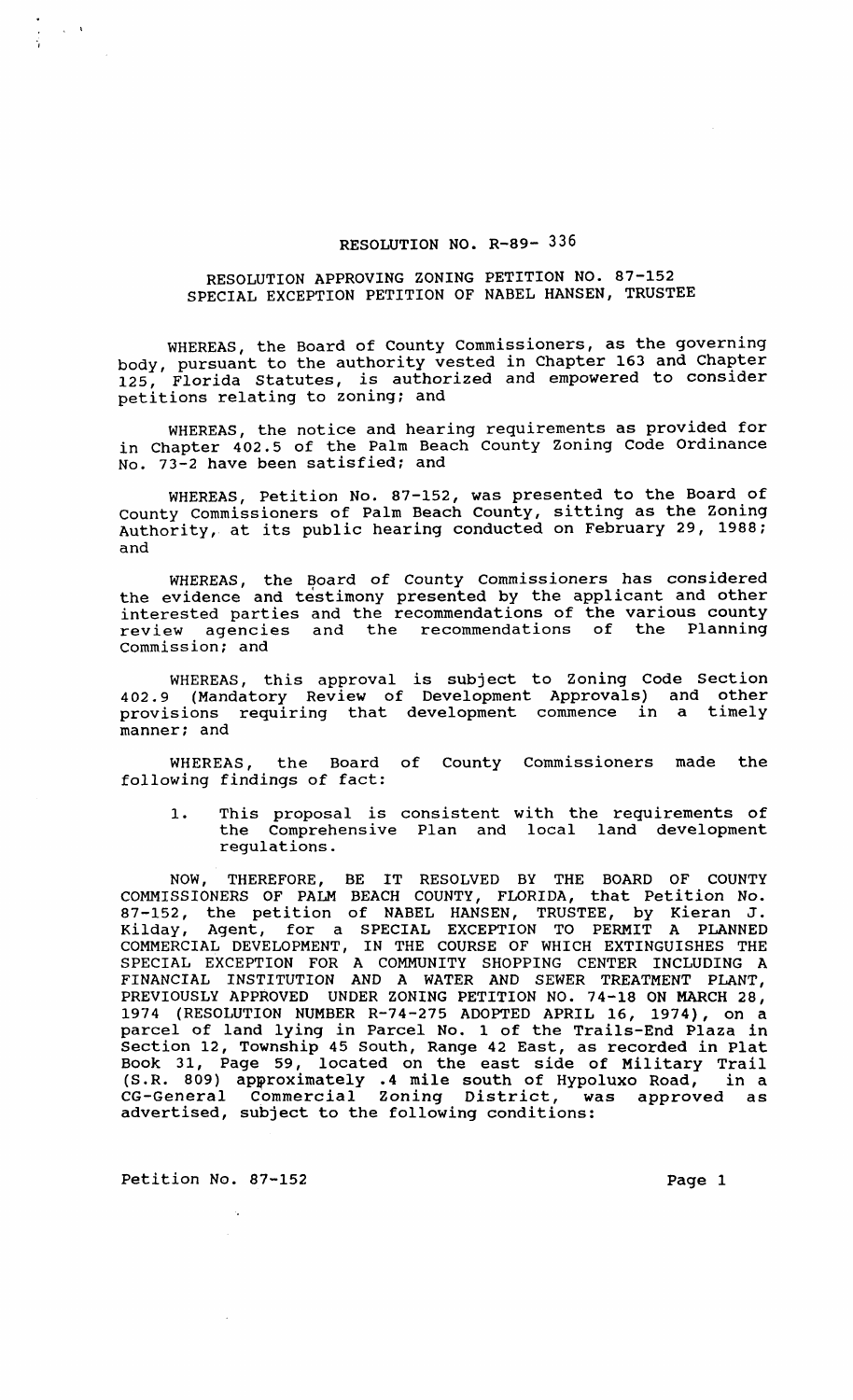# RESOLUTION NO. R-89- 336

## RESOLUTION APPROVING ZONING PETITION NO. 87-152
## SPECIAL EXCEPTION PETITION OF NABEL HANSEN, TRUSTEE

WHEREAS, the Board of County Commissioners, as the governing body, pursuant to the authority vested in Chapter 163 and Chapter 125, Florida Statutes, is authorized and empowered to consider petitions relating to zoning; and

WHEREAS, the notice and hearing requirements as provided for in Chapter 402.5 of the Palm Beach County Zoning Code Ordinance No. 73-2 have been satisfied; and

WHEREAS, Petition No. 87-152, was presented to the Board of County Commissioners of Palm Beach County, sitting as the Zoning Authority, at its public hearing conducted on February 29, 1988; and

WHEREAS, the Board of County Commissioners has considered the evidence and testimony presented by the applicant and other interested parties and the recommendations of the various county review agencies and the recommendations of the Planning Commission; and

WHEREAS, this approval is subject to Zoning Code Section 402.9 (Mandatory Review of Development Approvals) and other provisions requiring that development commence in a timely manner; and

WHEREAS, the Board of County Commissioners made the following findings of fact:

1. This proposal is consistent with the requirements of the Comprehensive Plan and local land development regulations.

NOW, THEREFORE, BE IT RESOLVED BY THE BOARD OF COUNTY COMMISSIONERS OF PALM BEACH COUNTY, FLORIDA, that Petition No. 87-152, the petition of NABEL HANSEN, TRUSTEE, by Kieran J. Kilday, Agent, for a SPECIAL EXCEPTION TO PERMIT A PLANNED COMMERCIAL DEVELOPMENT, IN THE COURSE OF WHICH EXTINGUISHES THE SPECIAL EXCEPTION FOR A COMMUNITY SHOPPING CENTER INCLUDING A FINANCIAL INSTITUTION AND A WATER AND SEWER TREATMENT PLANT, PREVIOUSLY APPROVED UNDER ZONING PETITION NO. 74-18 ON MARCH 28, 1974 (RESOLUTION NUMBER R-74-275 ADOPTED APRIL 16, 1974), on a parcel of land lying in Parcel No. 1 of the Trails-End Plaza in Section 12, Township 45 South, Range 42 East, as recorded in Plat Book 31, Page 59, located on the east side of Military Trail (S.R. 809) approximately .4 mile south of Hypoluxo Road, in a CG-General Commercial Zoning District, was approved as advertised, subject to the following conditions:

Petition No. 87-152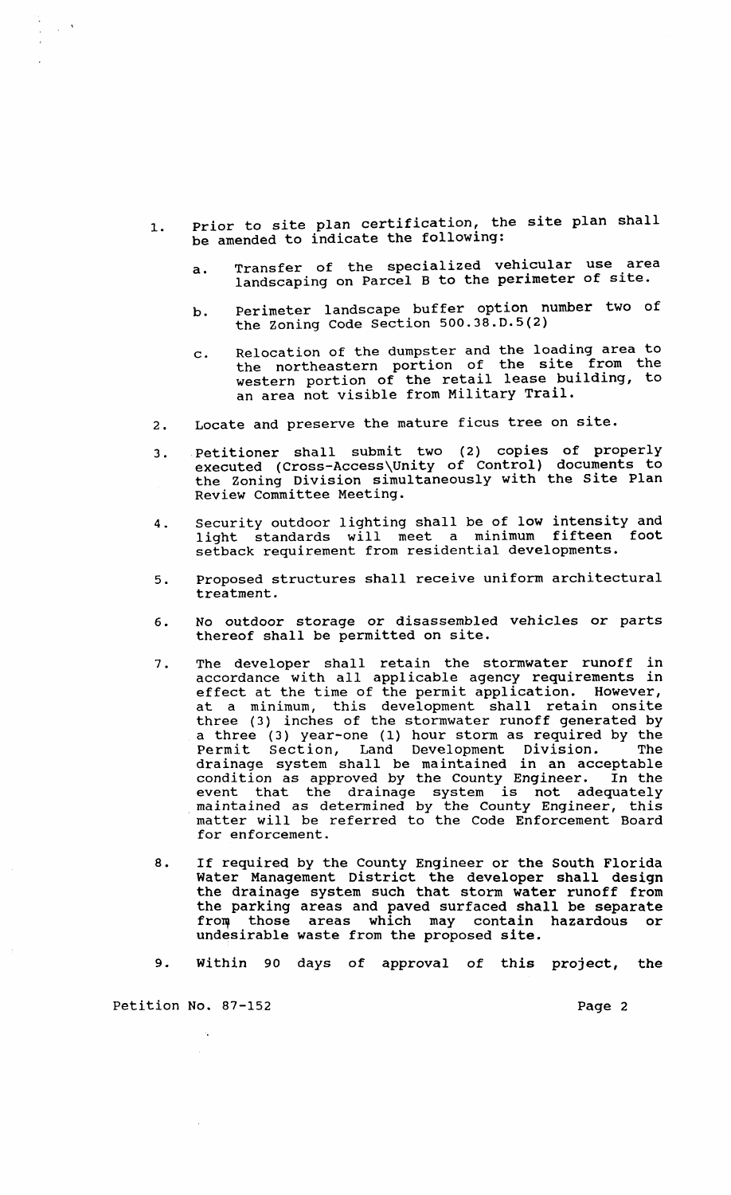1. Prior to site plan certification, the site plan shall be amended to indicate the following:

   a. Transfer of the specialized vehicular use area landscaping on Parcel B to the perimeter of site.

   b. Perimeter landscape buffer option number two of the Zoning Code Section 500.38.D.5(2)

   c. Relocation of the dumpster and the loading area to the northeastern portion of the site from the western portion of the retail lease building, to an area not visible from Military Trail.

2. Locate and preserve the mature ficus tree on site.

3. Petitioner shall submit two (2) copies of properly executed (Cross-Access\Unity of Control) documents to the Zoning Division simultaneously with the Site Plan Review Committee Meeting.

4. Security outdoor lighting shall be of low intensity and light standards will meet a minimum fifteen foot setback requirement from residential developments.

5. Proposed structures shall receive uniform architectural treatment.

6. No outdoor storage or disassembled vehicles or parts thereof shall be permitted on site.

7. The developer shall retain the stormwater runoff in accordance with all applicable agency requirements in effect at the time of the permit application. However, at a minimum, this development shall retain onsite three (3) inches of the stormwater runoff generated by a three (3) year-one (1) hour storm as required by the Permit Section, Land Development Division. The drainage system shall be maintained in an acceptable condition as approved by the County Engineer. In the event that the drainage system is not adequately maintained as determined by the County Engineer, this matter will be referred to the Code Enforcement Board for enforcement.

8. If required by the County Engineer or the South Florida Water Management District the developer shall design the drainage system such that storm water runoff from the parking areas and paved surfaced shall be separate from those areas which may contain hazardous or undesirable waste from the proposed site.

9. Within 90 days of approval of this project, the

Petition No. 87-152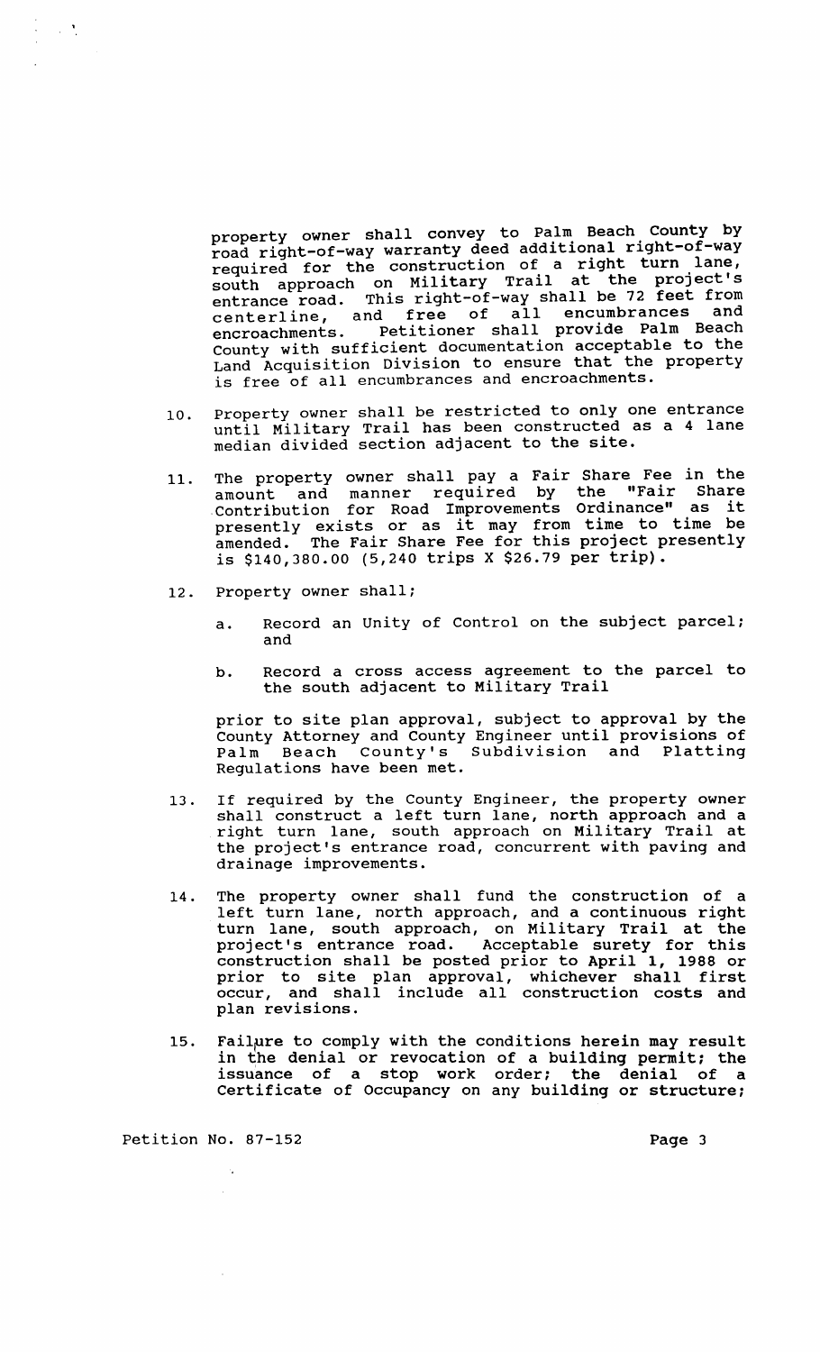property owner shall convey to Palm Beach County by road right-of-way warranty deed additional right-of-way required for the construction of a right turn lane, south approach on Military Trail at the project's entrance road. This right-of-way shall be 72 feet from centerline, and free of all encumbrances and encroachments. Petitioner shall provide Palm Beach County with sufficient documentation acceptable to the Land Acquisition Division to ensure that the property is free of all encumbrances and encroachments.

10. Property owner shall be restricted to only one entrance until Military Trail has been constructed as a 4 lane median divided section adjacent to the site.

11. The property owner shall pay a Fair Share Fee in the amount and manner required by the "Fair Share Contribution for Road Improvements Ordinance" as it presently exists or as it may from time to time be amended. The Fair Share Fee for this project presently is $140,380.00 (5,240 trips X $26.79 per trip).

12. Property owner shall;

    a. Record an Unity of Control on the subject parcel; and

    b. Record a cross access agreement to the parcel to the south adjacent to Military Trail

    prior to site plan approval, subject to approval by the County Attorney and County Engineer until provisions of Palm Beach County's Subdivision and Platting Regulations have been met.

13. If required by the County Engineer, the property owner shall construct a left turn lane, north approach and a right turn lane, south approach on Military Trail at the project's entrance road, concurrent with paving and drainage improvements.

14. The property owner shall fund the construction of a left turn lane, north approach, and a continuous right turn lane, south approach, on Military Trail at the project's entrance road. Acceptable surety for this construction shall be posted prior to April 1, 1988 or prior to site plan approval, whichever shall first occur, and shall include all construction costs and plan revisions.

15. Failure to comply with the conditions herein may result in the denial or revocation of a building permit; the issuance of a stop work order; the denial of a Certificate of Occupancy on any building or structure;

Petition No. 87-152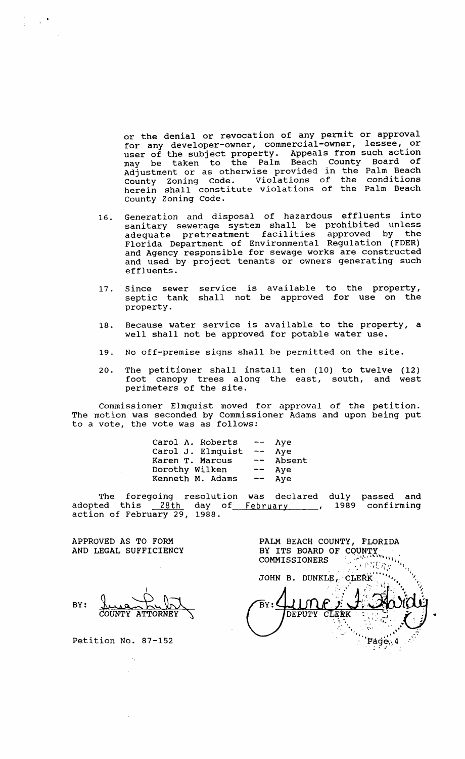or the denial or revocation of any permit or approval for any developer-owner, commercial-owner, lessee, or user of the subject property. Appeals from such action may be taken to the Palm Beach County Board of Adjustment or as otherwise provided in the Palm Beach County Zoning Code. Violations of the conditions herein shall constitute violations of the Palm Beach County Zoning Code.

16. Generation and disposal of hazardous effluents into sanitary sewerage system shall be prohibited unless adequate pretreatment facilities approved by the Florida Department of Environmental Regulation (FDER) and Agency responsible for sewage works are constructed and used by project tenants or owners generating such effluents.

17. Since sewer service is available to the property, septic tank shall not be approved for use on the property.

18. Because water service is available to the property, a well shall not be approved for potable water use.

19. No off-premise signs shall be permitted on the site.

20. The petitioner shall install ten (10) to twelve (12) foot canopy trees along the east, south, and west perimeters of the site.

Commissioner Elmquist moved for approval of the petition. The motion was seconded by Commissioner Adams and upon being put to a vote, the vote was as follows:

| | | |
|---|---|---|
| Carol A. Roberts | -- | Aye |
| Carol J. Elmquist | -- | Aye |
| Karen T. Marcus | -- | Absent |
| Dorothy Wilken | -- | Aye |
| Kenneth M. Adams | -- | Aye |

The foregoing resolution was declared duly passed and adopted this 28th day of February, 1989 confirming action of February 29, 1988.

APPROVED AS TO FORM
AND LEGAL SUFFICIENCY

BY: COUNTY ATTORNEY

PALM BEACH COUNTY, FLORIDA
BY ITS BOARD OF COUNTY
COMMISSIONERS

JOHN B. DUNKLE, CLERK

BY: DEPUTY CLERK

Petition No. 87-152